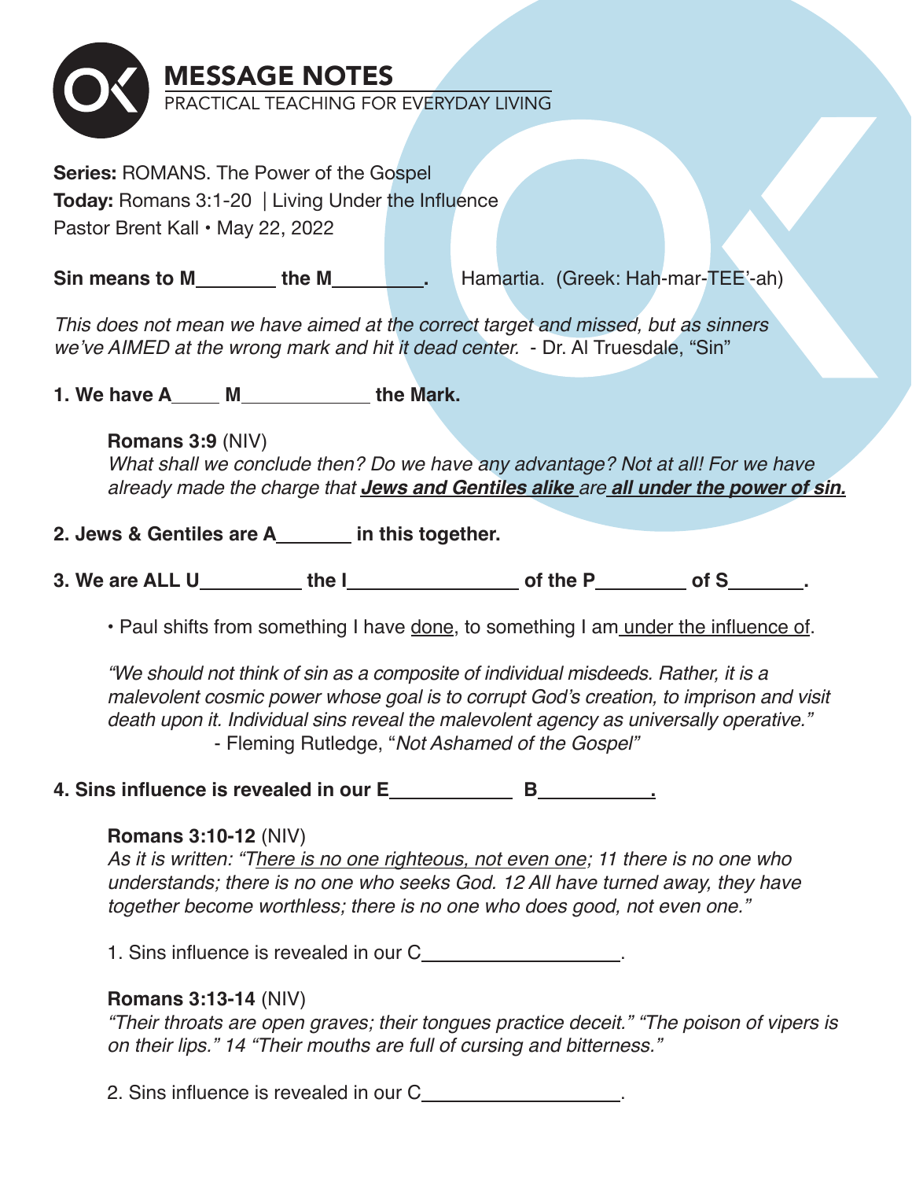# MESSAGE NOTES

PRACTICAL TEACHING FOR EVERYDAY LIVING

**Series:** ROMANS. The Power of the Gospel
**Today:** Romans 3:1-20 | Living Under the Influence
Pastor Brent Kall • May 22, 2022

**Sin means to M________ the M_________.** Hamartia. (Greek: Hah-mar-TEE'-ah)

*This does not mean we have aimed at the correct target and missed, but as sinners we've AIMED at the wrong mark and hit it dead center.* - Dr. Al Truesdale, "Sin"

**1. We have A_____ M_____________ the Mark.**

> **Romans 3:9** (NIV)
> *What shall we conclude then? Do we have any advantage? Not at all! For we have already made the charge that* ***Jews and Gentiles alike*** *are* ***all under the power of sin.***

**2. Jews & Gentiles are A________ in this together.**

**3. We are ALL U__________ the I_________________ of the P_________ of S_______.**

> • Paul shifts from something I have done, to something I am under the influence of.
>
> *"We should not think of sin as a composite of individual misdeeds. Rather, it is a malevolent cosmic power whose goal is to corrupt God's creation, to imprison and visit death upon it. Individual sins reveal the malevolent agency as universally operative."*
> - Fleming Rutledge, "*Not Ashamed of the Gospel*"

**4. Sins influence is revealed in our E____________ B___________.**

> **Romans 3:10-12** (NIV)
> *As it is written: "There is no one righteous, not even one; 11 there is no one who understands; there is no one who seeks God. 12 All have turned away, they have together become worthless; there is no one who does good, not even one."*
>
> 1. Sins influence is revealed in our C____________________.
>
> **Romans 3:13-14** (NIV)
> *"Their throats are open graves; their tongues practice deceit." "The poison of vipers is on their lips." 14 "Their mouths are full of cursing and bitterness."*
>
> 2. Sins influence is revealed in our C____________________.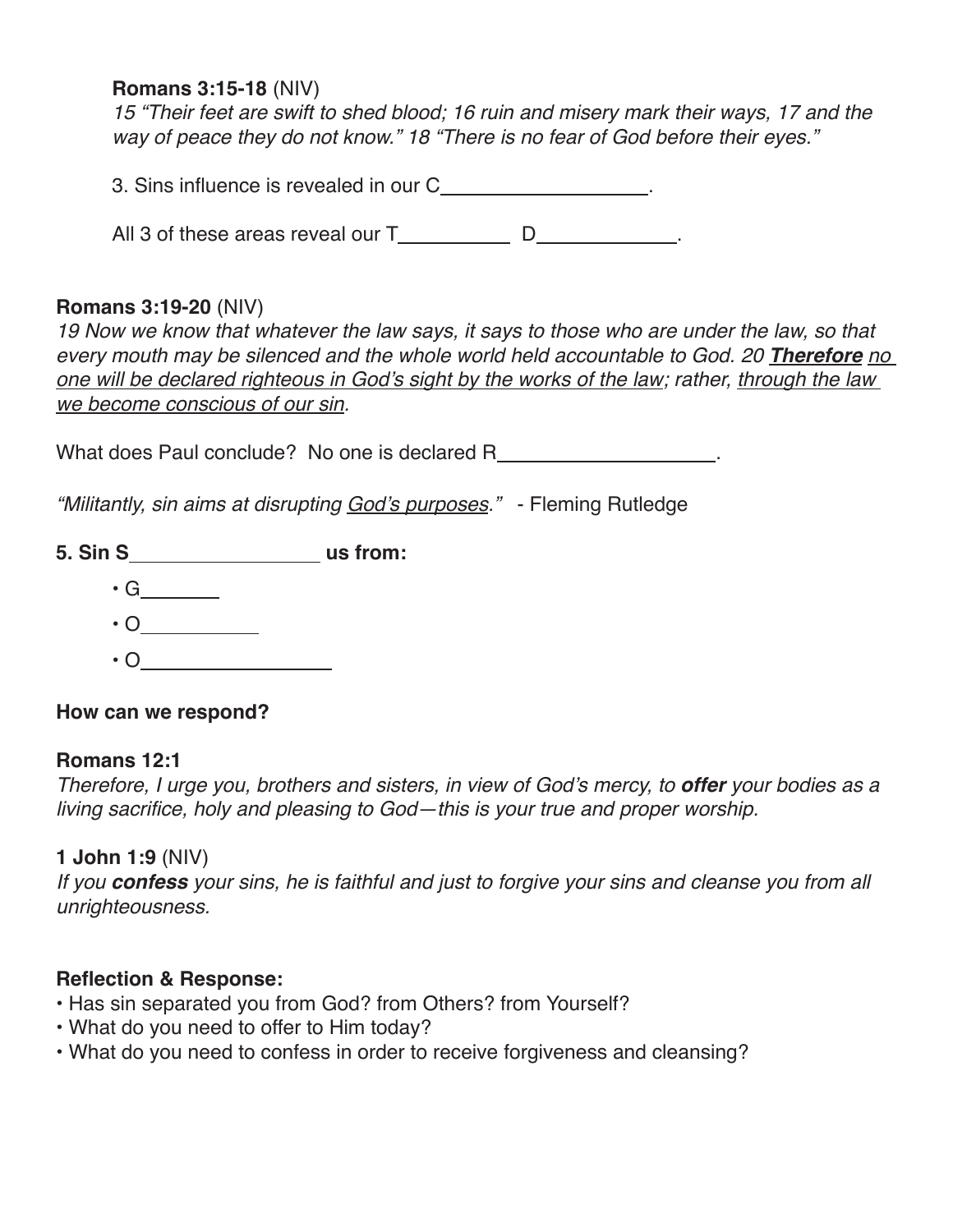**Romans 3:15-18** (NIV)

*15 "Their feet are swift to shed blood; 16 ruin and misery mark their ways, 17 and the way of peace they do not know." 18 "There is no fear of God before their eyes."*

3. Sins influence is revealed in our C\_\_\_\_\_\_\_\_\_\_\_\_\_\_\_\_\_\_.

All 3 of these areas reveal our T\_\_\_\_\_\_\_\_\_\_ D\_\_\_\_\_\_\_\_\_\_\_\_.

**Romans 3:19-20** (NIV)

*19 Now we know that whatever the law says, it says to those who are under the law, so that every mouth may be silenced and the whole world held accountable to God. 20* ***<u>Therefore</u>*** *<u>no one will be declared righteous in God's sight by the works of the law</u>; rather, <u>through the law we become conscious of our sin</u>.*

What does Paul conclude? No one is declared R\_\_\_\_\_\_\_\_\_\_\_\_\_\_\_\_\_\_\_\_.

*"Militantly, sin aims at disrupting <u>God's purposes</u>."* - Fleming Rutledge

**5. Sin S\_\_\_\_\_\_\_\_\_\_\_\_\_\_\_\_\_ us from:**

- G\_\_\_\_\_\_\_
- O\_\_\_\_\_\_\_\_\_\_\_
- O\_\_\_\_\_\_\_\_\_\_\_\_\_\_\_\_\_

**How can we respond?**

**Romans 12:1**

*Therefore, I urge you, brothers and sisters, in view of God's mercy, to* ***offer*** *your bodies as a living sacrifice, holy and pleasing to God—this is your true and proper worship.*

**1 John 1:9** (NIV)

*If you* ***confess*** *your sins, he is faithful and just to forgive your sins and cleanse you from all unrighteousness.*

**Reflection & Response:**

- Has sin separated you from God? from Others? from Yourself?
- What do you need to offer to Him today?
- What do you need to confess in order to receive forgiveness and cleansing?